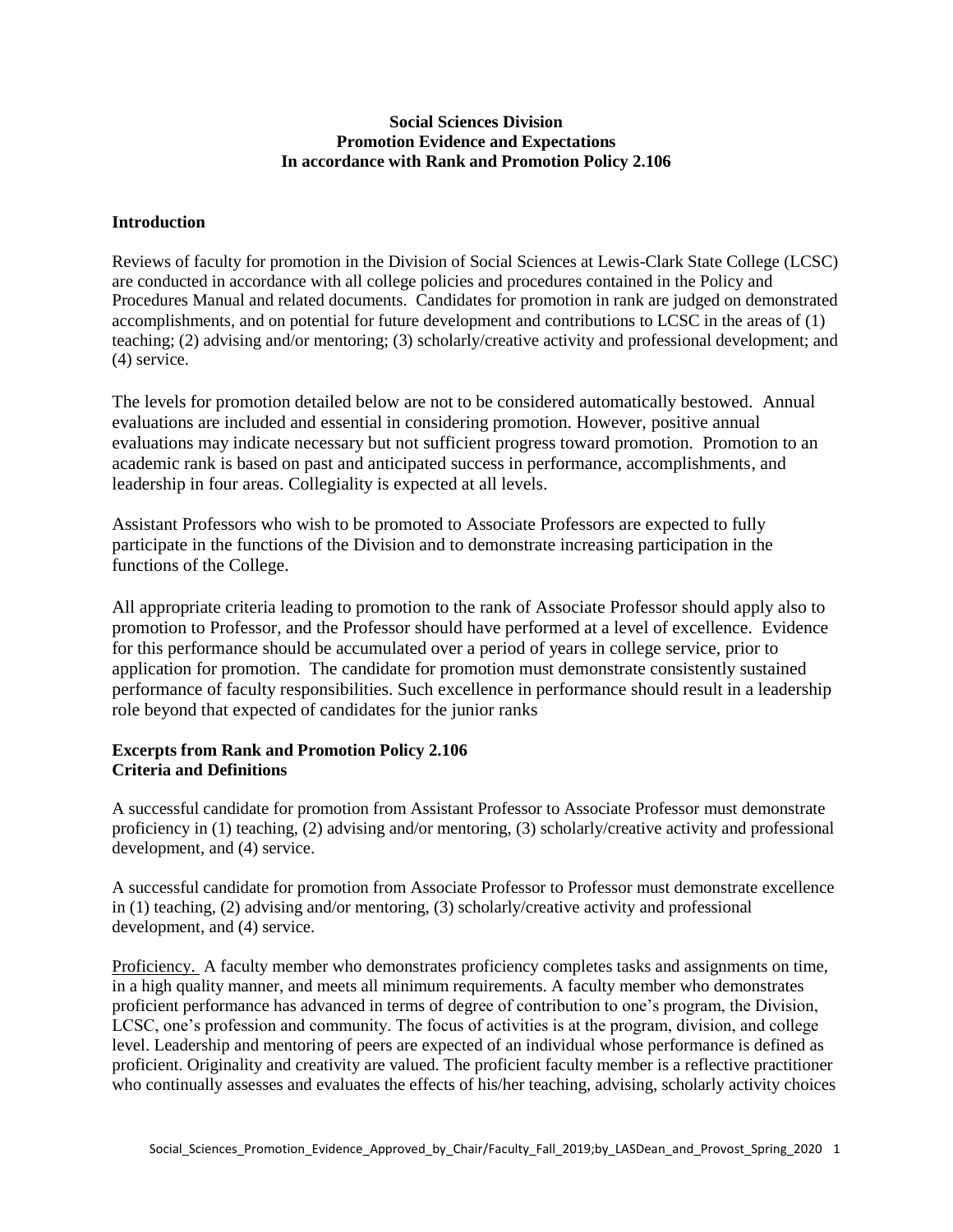**Social Sciences Division**
**Promotion Evidence and Expectations**
**In accordance with Rank and Promotion Policy 2.106**

## Introduction

Reviews of faculty for promotion in the Division of Social Sciences at Lewis-Clark State College (LCSC) are conducted in accordance with all college policies and procedures contained in the Policy and Procedures Manual and related documents. Candidates for promotion in rank are judged on demonstrated accomplishments, and on potential for future development and contributions to LCSC in the areas of (1) teaching; (2) advising and/or mentoring; (3) scholarly/creative activity and professional development; and (4) service.

The levels for promotion detailed below are not to be considered automatically bestowed. Annual evaluations are included and essential in considering promotion. However, positive annual evaluations may indicate necessary but not sufficient progress toward promotion. Promotion to an academic rank is based on past and anticipated success in performance, accomplishments, and leadership in four areas. Collegiality is expected at all levels.

Assistant Professors who wish to be promoted to Associate Professors are expected to fully participate in the functions of the Division and to demonstrate increasing participation in the functions of the College.

All appropriate criteria leading to promotion to the rank of Associate Professor should apply also to promotion to Professor, and the Professor should have performed at a level of excellence. Evidence for this performance should be accumulated over a period of years in college service, prior to application for promotion. The candidate for promotion must demonstrate consistently sustained performance of faculty responsibilities. Such excellence in performance should result in a leadership role beyond that expected of candidates for the junior ranks

## Excerpts from Rank and Promotion Policy 2.106
## Criteria and Definitions

A successful candidate for promotion from Assistant Professor to Associate Professor must demonstrate proficiency in (1) teaching, (2) advising and/or mentoring, (3) scholarly/creative activity and professional development, and (4) service.

A successful candidate for promotion from Associate Professor to Professor must demonstrate excellence in (1) teaching, (2) advising and/or mentoring, (3) scholarly/creative activity and professional development, and (4) service.

Proficiency. A faculty member who demonstrates proficiency completes tasks and assignments on time, in a high quality manner, and meets all minimum requirements. A faculty member who demonstrates proficient performance has advanced in terms of degree of contribution to one's program, the Division, LCSC, one's profession and community. The focus of activities is at the program, division, and college level. Leadership and mentoring of peers are expected of an individual whose performance is defined as proficient. Originality and creativity are valued. The proficient faculty member is a reflective practitioner who continually assesses and evaluates the effects of his/her teaching, advising, scholarly activity choices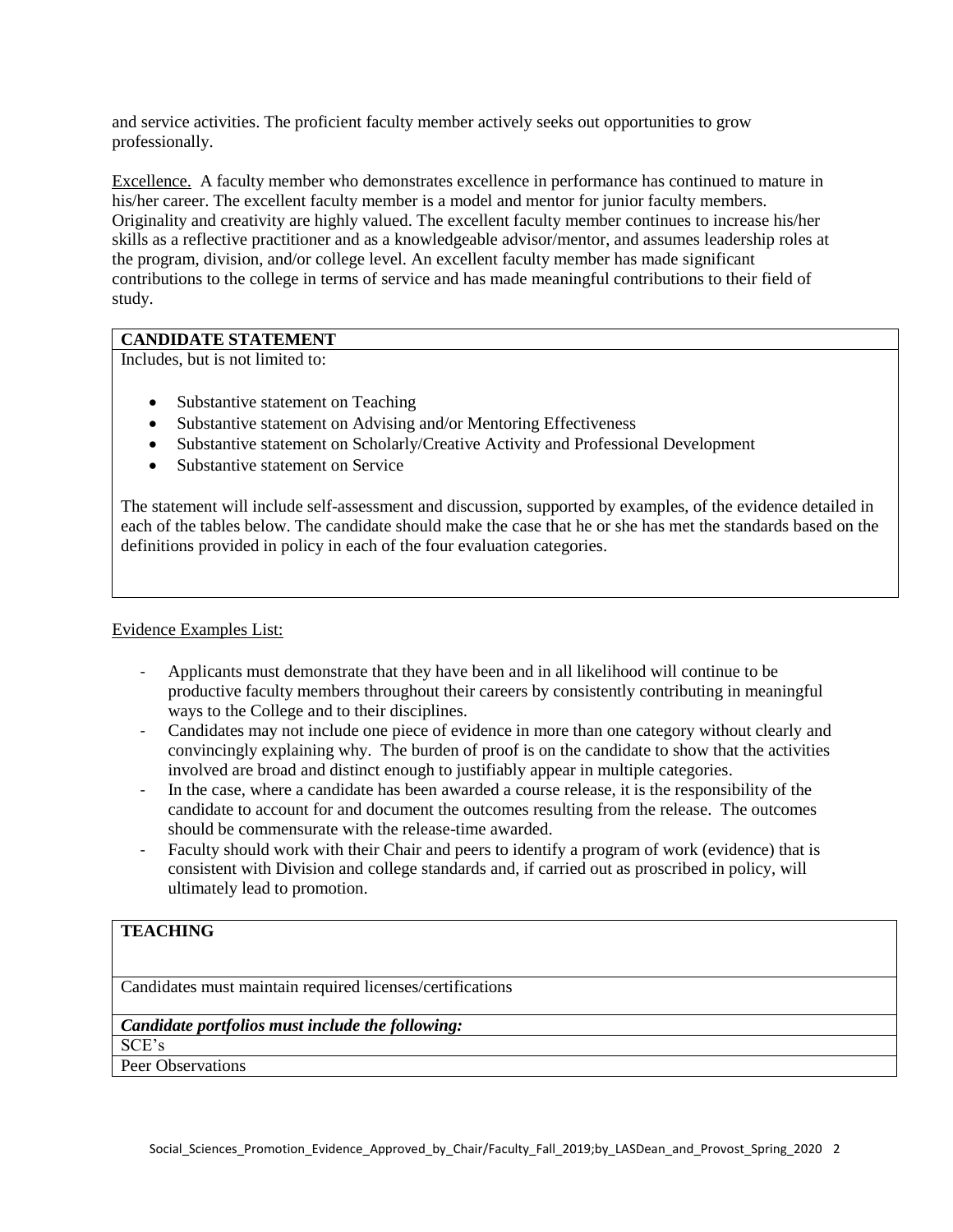and service activities. The proficient faculty member actively seeks out opportunities to grow professionally.

Excellence. A faculty member who demonstrates excellence in performance has continued to mature in his/her career. The excellent faculty member is a model and mentor for junior faculty members. Originality and creativity are highly valued. The excellent faculty member continues to increase his/her skills as a reflective practitioner and as a knowledgeable advisor/mentor, and assumes leadership roles at the program, division, and/or college level. An excellent faculty member has made significant contributions to the college in terms of service and has made meaningful contributions to their field of study.

| **CANDIDATE STATEMENT** |
|---|
| Includes, but is not limited to:<br><br>• Substantive statement on Teaching<br>• Substantive statement on Advising and/or Mentoring Effectiveness<br>• Substantive statement on Scholarly/Creative Activity and Professional Development<br>• Substantive statement on Service<br><br>The statement will include self-assessment and discussion, supported by examples, of the evidence detailed in each of the tables below. The candidate should make the case that he or she has met the standards based on the definitions provided in policy in each of the four evaluation categories. |

Evidence Examples List:

- Applicants must demonstrate that they have been and in all likelihood will continue to be productive faculty members throughout their careers by consistently contributing in meaningful ways to the College and to their disciplines.
- Candidates may not include one piece of evidence in more than one category without clearly and convincingly explaining why. The burden of proof is on the candidate to show that the activities involved are broad and distinct enough to justifiably appear in multiple categories.
- In the case, where a candidate has been awarded a course release, it is the responsibility of the candidate to account for and document the outcomes resulting from the release. The outcomes should be commensurate with the release-time awarded.
- Faculty should work with their Chair and peers to identify a program of work (evidence) that is consistent with Division and college standards and, if carried out as proscribed in policy, will ultimately lead to promotion.

| **TEACHING** |
|---|
| Candidates must maintain required licenses/certifications |
| ***Candidate portfolios must include the following:*** |
| SCE's |
| Peer Observations |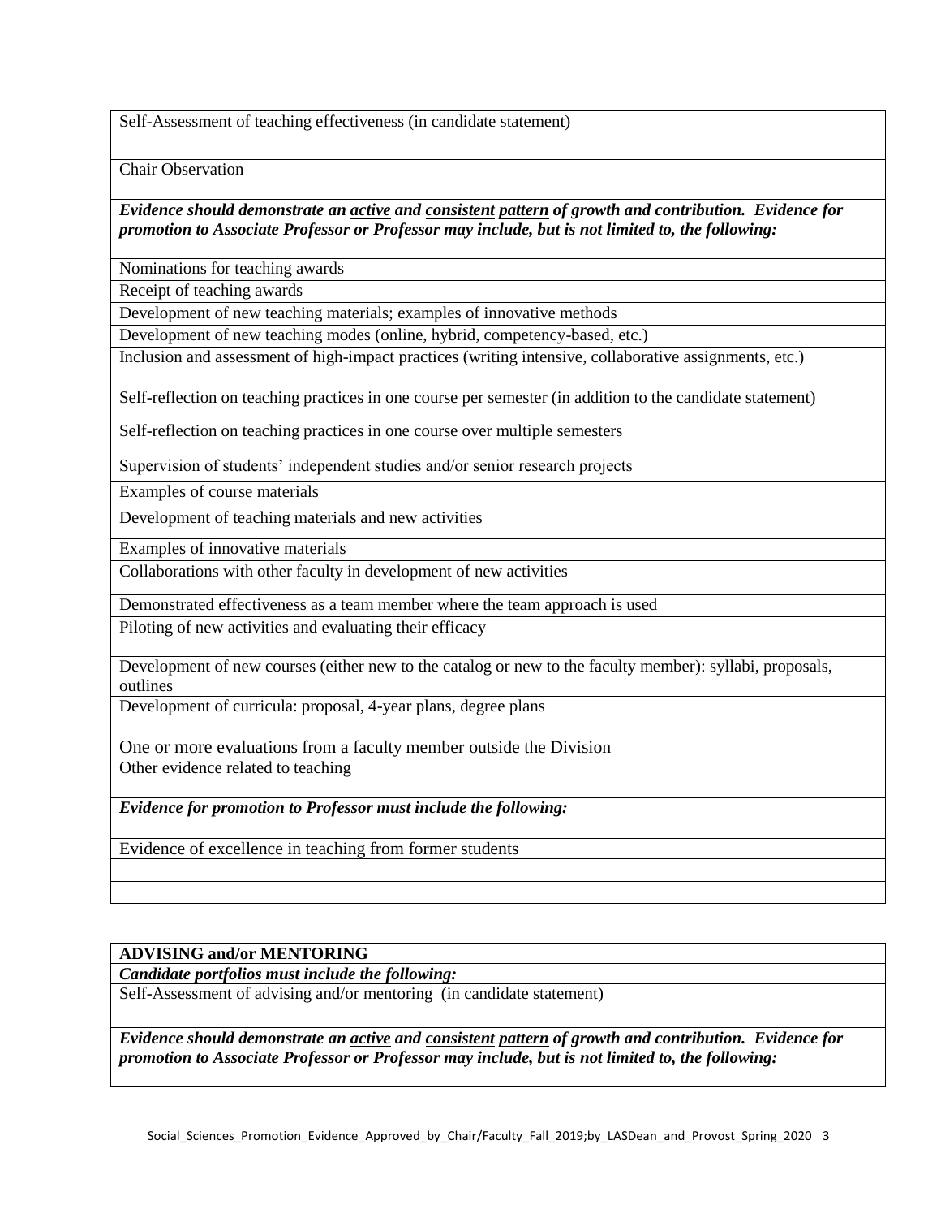| Self-Assessment of teaching effectiveness (in candidate statement) |
|---|
| Chair Observation |
| ***Evidence should demonstrate an <u>active</u> and <u>consistent</u> <u>pattern</u> of growth and contribution. Evidence for promotion to Associate Professor or Professor may include, but is not limited to, the following:*** |
| Nominations for teaching awards |
| Receipt of teaching awards |
| Development of new teaching materials; examples of innovative methods |
| Development of new teaching modes (online, hybrid, competency-based, etc.) |
| Inclusion and assessment of high-impact practices (writing intensive, collaborative assignments, etc.) |
| Self-reflection on teaching practices in one course per semester (in addition to the candidate statement) |
| Self-reflection on teaching practices in one course over multiple semesters |
| Supervision of students' independent studies and/or senior research projects |
| Examples of course materials |
| Development of teaching materials and new activities |
| Examples of innovative materials |
| Collaborations with other faculty in development of new activities |
| Demonstrated effectiveness as a team member where the team approach is used |
| Piloting of new activities and evaluating their efficacy |
| Development of new courses (either new to the catalog or new to the faculty member): syllabi, proposals, outlines |
| Development of curricula: proposal, 4-year plans, degree plans |
| One or more evaluations from a faculty member outside the Division |
| Other evidence related to teaching |
| ***Evidence for promotion to Professor must include the following:*** |
| Evidence of excellence in teaching from former students |
| |
| |

| **ADVISING and/or MENTORING** |
|---|
| ***Candidate portfolios must include the following:*** |
| Self-Assessment of advising and/or mentoring (in candidate statement) |
| |
| ***Evidence should demonstrate an <u>active</u> and <u>consistent</u> <u>pattern</u> of growth and contribution. Evidence for promotion to Associate Professor or Professor may include, but is not limited to, the following:*** |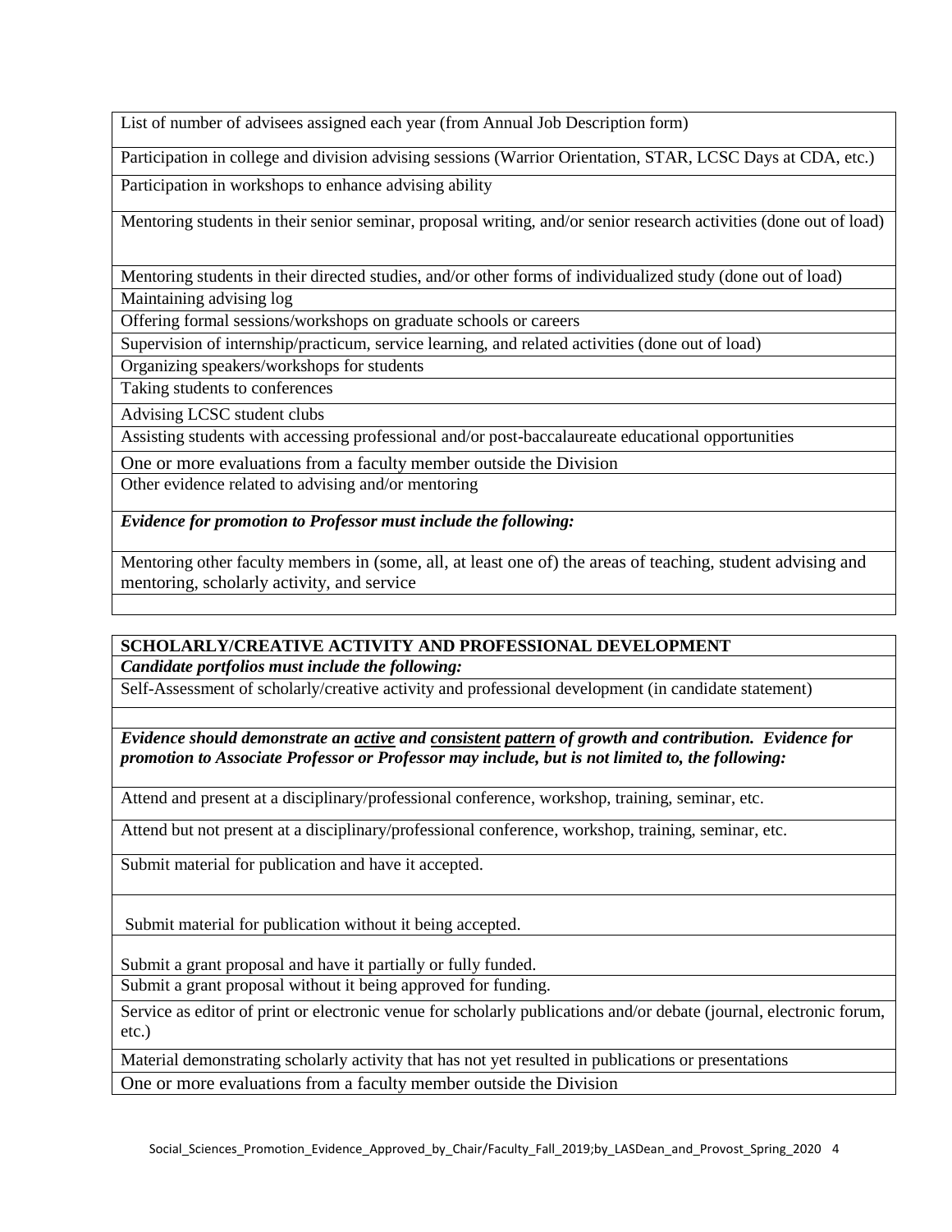| List of number of advisees assigned each year (from Annual Job Description form) |
|---|
| Participation in college and division advising sessions (Warrior Orientation, STAR, LCSC Days at CDA, etc.) |
| Participation in workshops to enhance advising ability |
| Mentoring students in their senior seminar, proposal writing, and/or senior research activities (done out of load) |
| Mentoring students in their directed studies, and/or other forms of individualized study (done out of load) |
| Maintaining advising log |
| Offering formal sessions/workshops on graduate schools or careers |
| Supervision of internship/practicum, service learning, and related activities (done out of load) |
| Organizing speakers/workshops for students |
| Taking students to conferences |
| Advising LCSC student clubs |
| Assisting students with accessing professional and/or post-baccalaureate educational opportunities |
| One or more evaluations from a faculty member outside the Division |
| Other evidence related to advising and/or mentoring |
| ***Evidence for promotion to Professor must include the following:*** |
| Mentoring other faculty members in (some, all, at least one of) the areas of teaching, student advising and mentoring, scholarly activity, and service |
| |

| **SCHOLARLY/CREATIVE ACTIVITY AND PROFESSIONAL DEVELOPMENT** |
|---|
| ***Candidate portfolios must include the following:*** |
| Self-Assessment of scholarly/creative activity and professional development (in candidate statement) |
| |
| ***Evidence should demonstrate an <u>active</u> and <u>consistent</u> <u>pattern</u> of growth and contribution. Evidence for promotion to Associate Professor or Professor may include, but is not limited to, the following:*** |
| Attend and present at a disciplinary/professional conference, workshop, training, seminar, etc. |
| Attend but not present at a disciplinary/professional conference, workshop, training, seminar, etc. |
| Submit material for publication and have it accepted. |
| Submit material for publication without it being accepted. |
| Submit a grant proposal and have it partially or fully funded. |
| Submit a grant proposal without it being approved for funding. |
| Service as editor of print or electronic venue for scholarly publications and/or debate (journal, electronic forum, etc.) |
| Material demonstrating scholarly activity that has not yet resulted in publications or presentations |
| One or more evaluations from a faculty member outside the Division |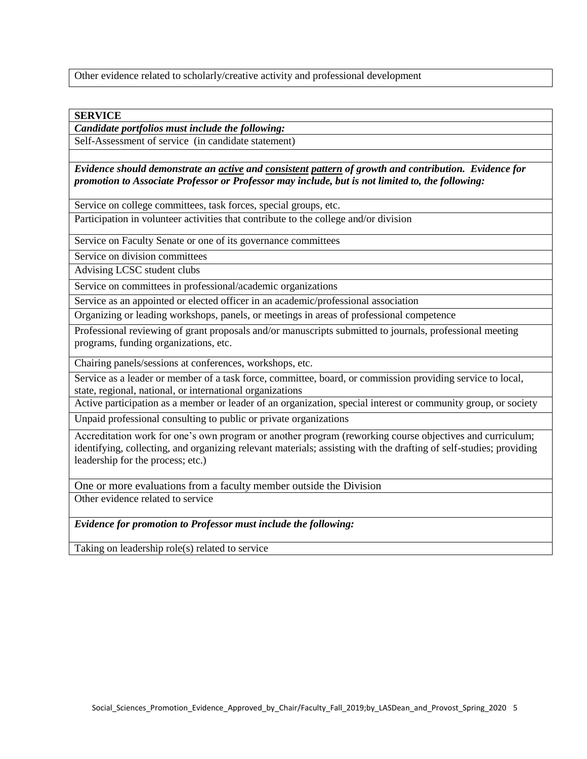| |
|---|
| Other evidence related to scholarly/creative activity and professional development |

| **SERVICE** |
|---|
| ***Candidate portfolios must include the following:*** |
| Self-Assessment of service (in candidate statement) |
| |
| ***Evidence should demonstrate an <u>active</u> and <u>consistent</u> <u>pattern</u> of growth and contribution. Evidence for promotion to Associate Professor or Professor may include, but is not limited to, the following:*** |
| Service on college committees, task forces, special groups, etc. |
| Participation in volunteer activities that contribute to the college and/or division |
| Service on Faculty Senate or one of its governance committees |
| Service on division committees |
| Advising LCSC student clubs |
| Service on committees in professional/academic organizations |
| Service as an appointed or elected officer in an academic/professional association |
| Organizing or leading workshops, panels, or meetings in areas of professional competence |
| Professional reviewing of grant proposals and/or manuscripts submitted to journals, professional meeting programs, funding organizations, etc. |
| Chairing panels/sessions at conferences, workshops, etc. |
| Service as a leader or member of a task force, committee, board, or commission providing service to local, state, regional, national, or international organizations |
| Active participation as a member or leader of an organization, special interest or community group, or society |
| Unpaid professional consulting to public or private organizations |
| Accreditation work for one's own program or another program (reworking course objectives and curriculum; identifying, collecting, and organizing relevant materials; assisting with the drafting of self-studies; providing leadership for the process; etc.) |
| One or more evaluations from a faculty member outside the Division |
| Other evidence related to service |
| ***Evidence for promotion to Professor must include the following:*** |
| Taking on leadership role(s) related to service |